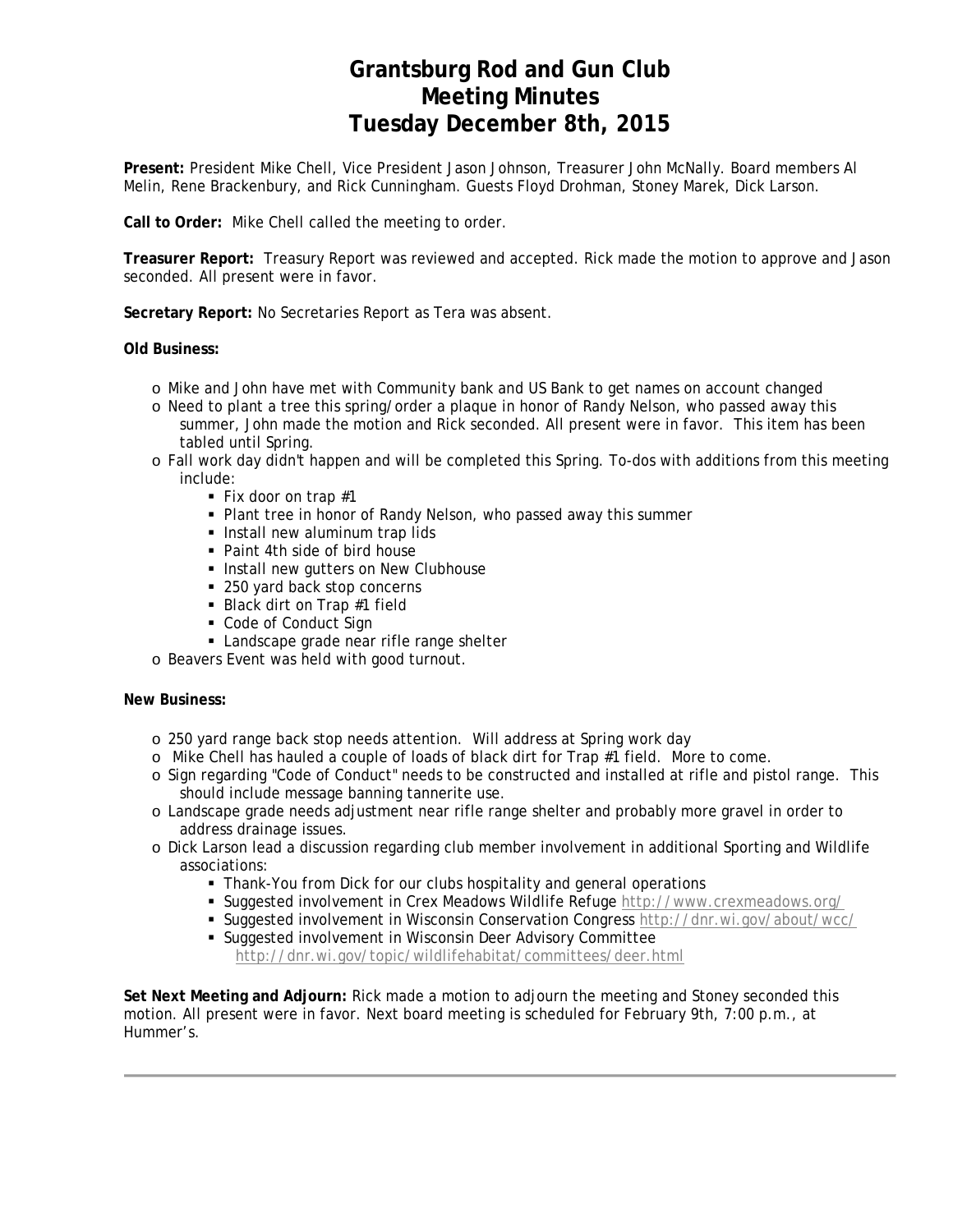# Grantsburg Rod and Gun Club
# Meeting Minutes
# Tuesday December 8th, 2015

**Present:** President Mike Chell, Vice President Jason Johnson, Treasurer John McNally. Board members Al Melin, Rene Brackenbury, and Rick Cunningham. Guests Floyd Drohman, Stoney Marek, Dick Larson.

**Call to Order:** Mike Chell called the meeting to order.

**Treasurer Report:** Treasury Report was reviewed and accepted. Rick made the motion to approve and Jason seconded. All present were in favor.

**Secretary Report:** No Secretaries Report as Tera was absent.

**Old Business:**

- Mike and John have met with Community bank and US Bank to get names on account changed
- Need to plant a tree this spring/order a plaque in honor of Randy Nelson, who passed away this summer, John made the motion and Rick seconded. All present were in favor. This item has been tabled until Spring.
- Fall work day didn't happen and will be completed this Spring. To-dos with additions from this meeting include:
  - Fix door on trap #1
  - Plant tree in honor of Randy Nelson, who passed away this summer
  - Install new aluminum trap lids
  - Paint 4th side of bird house
  - Install new gutters on New Clubhouse
  - 250 yard back stop concerns
  - Black dirt on Trap #1 field
  - Code of Conduct Sign
  - Landscape grade near rifle range shelter
- Beavers Event was held with good turnout.

**New Business:**

- 250 yard range back stop needs attention. Will address at Spring work day
- Mike Chell has hauled a couple of loads of black dirt for Trap #1 field. More to come.
- Sign regarding "Code of Conduct" needs to be constructed and installed at rifle and pistol range. This should include message banning tannerite use.
- Landscape grade needs adjustment near rifle range shelter and probably more gravel in order to address drainage issues.
- Dick Larson lead a discussion regarding club member involvement in additional Sporting and Wildlife associations:
  - Thank-You from Dick for our clubs hospitality and general operations
  - Suggested involvement in Crex Meadows Wildlife Refuge http://www.crexmeadows.org/
  - Suggested involvement in Wisconsin Conservation Congress http://dnr.wi.gov/about/wcc/
  - Suggested involvement in Wisconsin Deer Advisory Committee http://dnr.wi.gov/topic/wildlifehabitat/committees/deer.html

**Set Next Meeting and Adjourn:** Rick made a motion to adjourn the meeting and Stoney seconded this motion. All present were in favor. Next board meeting is scheduled for February 9th, 7:00 p.m., at Hummer's.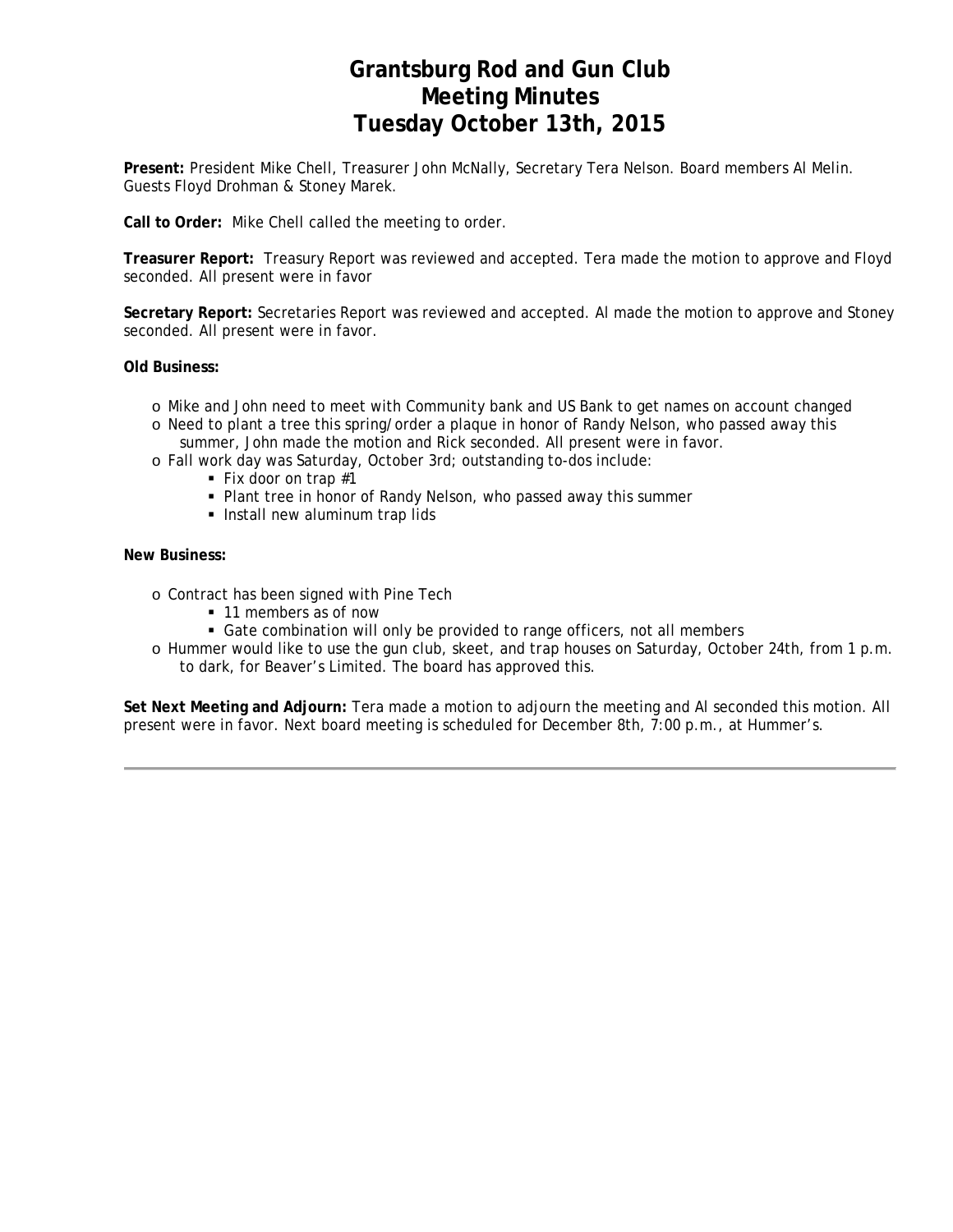# Grantsburg Rod and Gun Club
# Meeting Minutes
# Tuesday October 13th, 2015

**Present:** President Mike Chell, Treasurer John McNally, Secretary Tera Nelson. Board members Al Melin. Guests Floyd Drohman & Stoney Marek.

**Call to Order:** Mike Chell called the meeting to order.

**Treasurer Report:** Treasury Report was reviewed and accepted. Tera made the motion to approve and Floyd seconded. All present were in favor

**Secretary Report:** Secretaries Report was reviewed and accepted. Al made the motion to approve and Stoney seconded. All present were in favor.

**Old Business:**

- Mike and John need to meet with Community bank and US Bank to get names on account changed
- Need to plant a tree this spring/order a plaque in honor of Randy Nelson, who passed away this summer, John made the motion and Rick seconded. All present were in favor.
- Fall work day was Saturday, October 3rd; outstanding to-dos include:
  - Fix door on trap #1
  - Plant tree in honor of Randy Nelson, who passed away this summer
  - Install new aluminum trap lids

**New Business:**

- Contract has been signed with Pine Tech
  - 11 members as of now
  - Gate combination will only be provided to range officers, not all members
- Hummer would like to use the gun club, skeet, and trap houses on Saturday, October 24th, from 1 p.m. to dark, for Beaver's Limited. The board has approved this.

**Set Next Meeting and Adjourn:** Tera made a motion to adjourn the meeting and Al seconded this motion. All present were in favor. Next board meeting is scheduled for December 8th, 7:00 p.m., at Hummer's.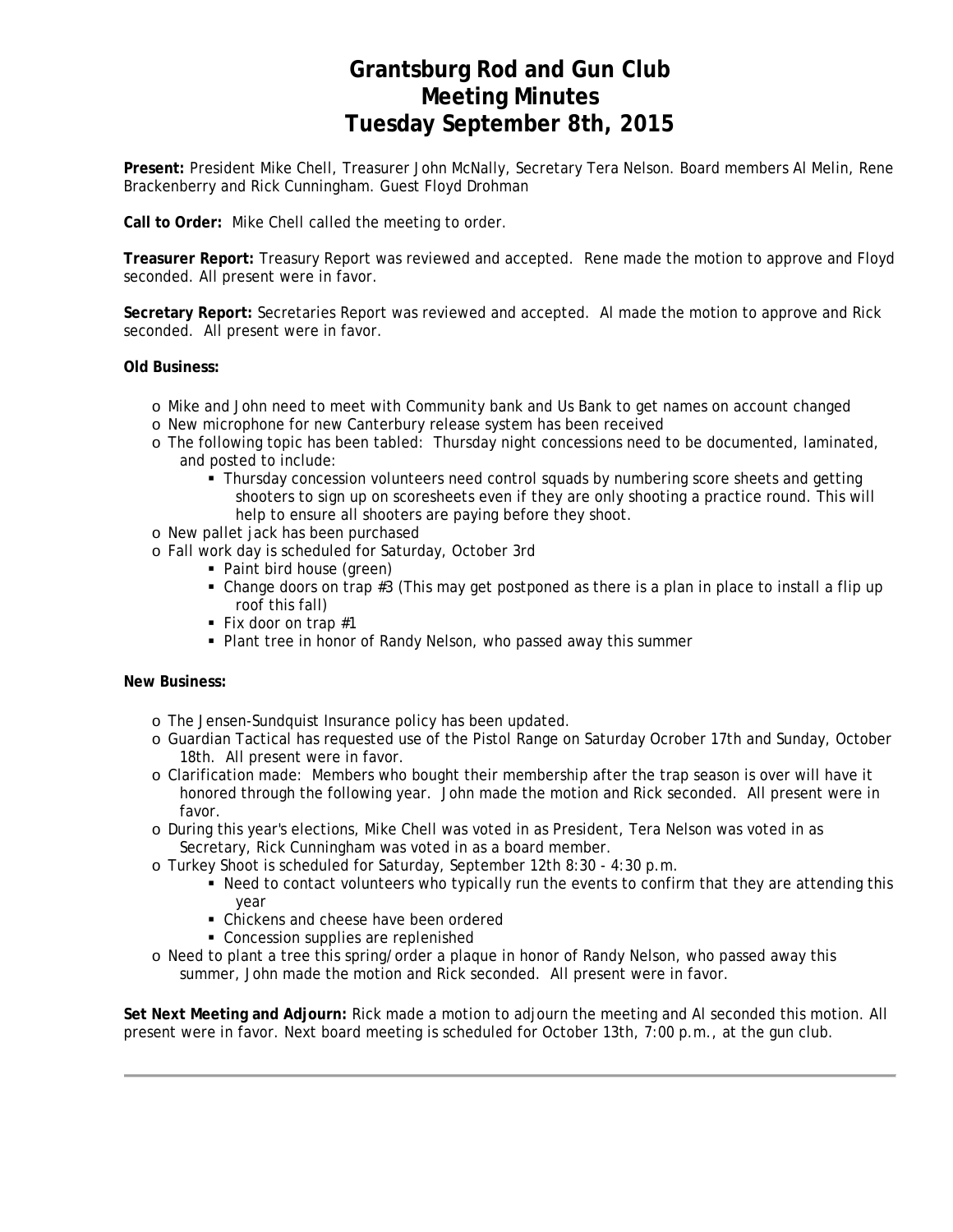# Grantsburg Rod and Gun Club
# Meeting Minutes
# Tuesday September 8th, 2015

**Present:** President Mike Chell, Treasurer John McNally, Secretary Tera Nelson. Board members Al Melin, Rene Brackenberry and Rick Cunningham. Guest Floyd Drohman

**Call to Order:** Mike Chell called the meeting to order.

**Treasurer Report:** Treasury Report was reviewed and accepted. Rene made the motion to approve and Floyd seconded. All present were in favor.

**Secretary Report:** Secretaries Report was reviewed and accepted. Al made the motion to approve and Rick seconded. All present were in favor.

**Old Business:**

- Mike and John need to meet with Community bank and Us Bank to get names on account changed
- New microphone for new Canterbury release system has been received
- The following topic has been tabled: Thursday night concessions need to be documented, laminated, and posted to include:
  - Thursday concession volunteers need control squads by numbering score sheets and getting shooters to sign up on scoresheets even if they are only shooting a practice round. This will help to ensure all shooters are paying before they shoot.
- New pallet jack has been purchased
- Fall work day is scheduled for Saturday, October 3rd
  - Paint bird house (green)
  - Change doors on trap #3 (This may get postponed as there is a plan in place to install a flip up roof this fall)
  - Fix door on trap #1
  - Plant tree in honor of Randy Nelson, who passed away this summer

**New Business:**

- The Jensen-Sundquist Insurance policy has been updated.
- Guardian Tactical has requested use of the Pistol Range on Saturday Ocrober 17th and Sunday, October 18th. All present were in favor.
- Clarification made: Members who bought their membership after the trap season is over will have it honored through the following year. John made the motion and Rick seconded. All present were in favor.
- During this year's elections, Mike Chell was voted in as President, Tera Nelson was voted in as Secretary, Rick Cunningham was voted in as a board member.
- Turkey Shoot is scheduled for Saturday, September 12th 8:30 - 4:30 p.m.
  - Need to contact volunteers who typically run the events to confirm that they are attending this year
  - Chickens and cheese have been ordered
  - Concession supplies are replenished
- Need to plant a tree this spring/order a plaque in honor of Randy Nelson, who passed away this summer, John made the motion and Rick seconded. All present were in favor.

**Set Next Meeting and Adjourn:** Rick made a motion to adjourn the meeting and Al seconded this motion. All present were in favor. Next board meeting is scheduled for October 13th, 7:00 p.m., at the gun club.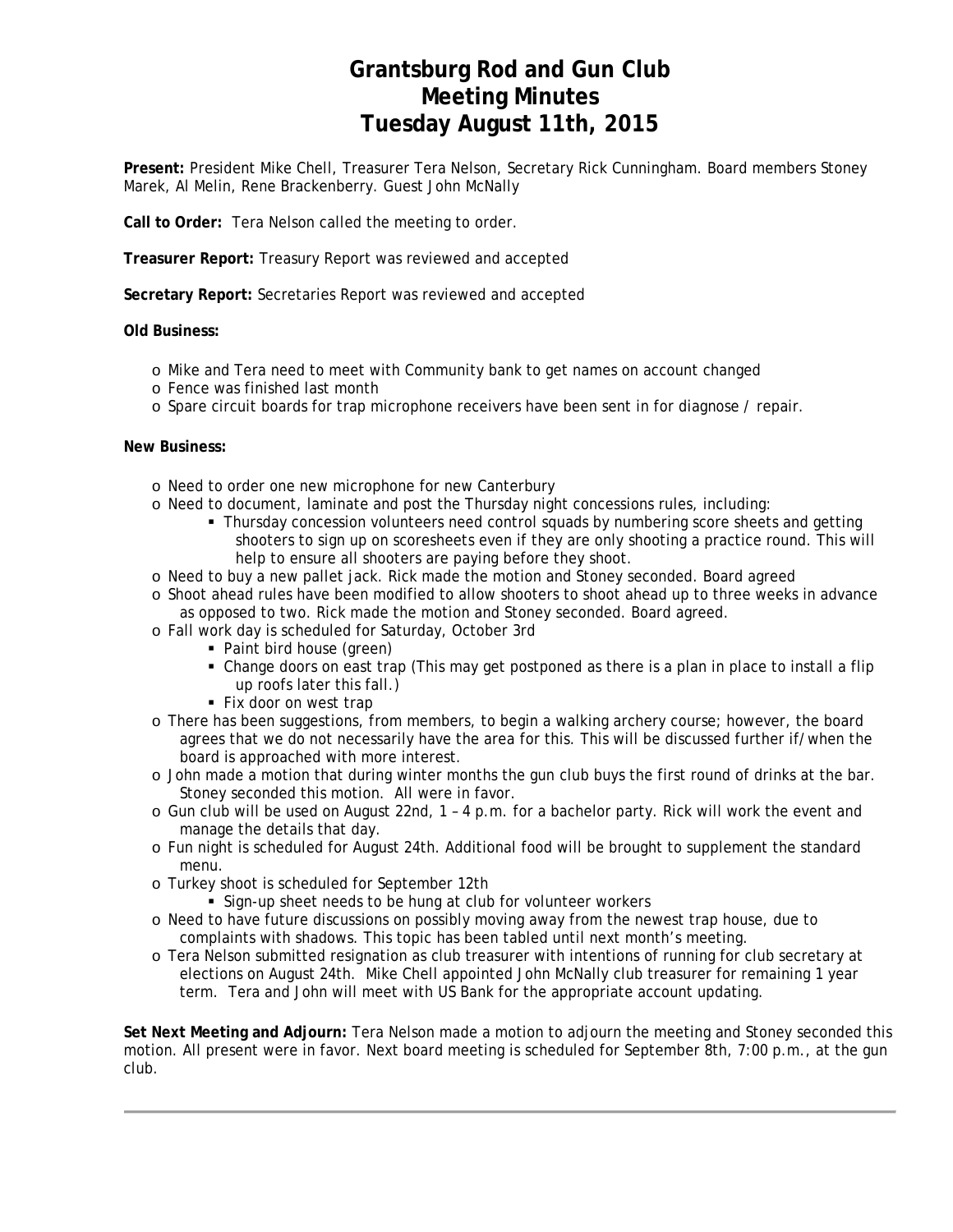# Grantsburg Rod and Gun Club
# Meeting Minutes
# Tuesday August 11th, 2015

**Present:** President Mike Chell, Treasurer Tera Nelson, Secretary Rick Cunningham. Board members Stoney Marek, Al Melin, Rene Brackenberry. Guest John McNally

**Call to Order:** Tera Nelson called the meeting to order.

**Treasurer Report:** Treasury Report was reviewed and accepted

**Secretary Report:** Secretaries Report was reviewed and accepted

**Old Business:**

- Mike and Tera need to meet with Community bank to get names on account changed
- Fence was finished last month
- Spare circuit boards for trap microphone receivers have been sent in for diagnose / repair.

**New Business:**

- Need to order one new microphone for new Canterbury
- Need to document, laminate and post the Thursday night concessions rules, including:
  - Thursday concession volunteers need control squads by numbering score sheets and getting shooters to sign up on scoresheets even if they are only shooting a practice round. This will help to ensure all shooters are paying before they shoot.
- Need to buy a new pallet jack. Rick made the motion and Stoney seconded. Board agreed
- Shoot ahead rules have been modified to allow shooters to shoot ahead up to three weeks in advance as opposed to two. Rick made the motion and Stoney seconded. Board agreed.
- Fall work day is scheduled for Saturday, October 3rd
  - Paint bird house (green)
  - Change doors on east trap (This may get postponed as there is a plan in place to install a flip up roofs later this fall.)
  - Fix door on west trap
- There has been suggestions, from members, to begin a walking archery course; however, the board agrees that we do not necessarily have the area for this. This will be discussed further if/when the board is approached with more interest.
- John made a motion that during winter months the gun club buys the first round of drinks at the bar. Stoney seconded this motion. All were in favor.
- Gun club will be used on August 22nd, 1 – 4 p.m. for a bachelor party. Rick will work the event and manage the details that day.
- Fun night is scheduled for August 24th. Additional food will be brought to supplement the standard menu.
- Turkey shoot is scheduled for September 12th
  - Sign-up sheet needs to be hung at club for volunteer workers
- Need to have future discussions on possibly moving away from the newest trap house, due to complaints with shadows. This topic has been tabled until next month's meeting.
- Tera Nelson submitted resignation as club treasurer with intentions of running for club secretary at elections on August 24th. Mike Chell appointed John McNally club treasurer for remaining 1 year term. Tera and John will meet with US Bank for the appropriate account updating.

**Set Next Meeting and Adjourn:** Tera Nelson made a motion to adjourn the meeting and Stoney seconded this motion. All present were in favor. Next board meeting is scheduled for September 8th, 7:00 p.m., at the gun club.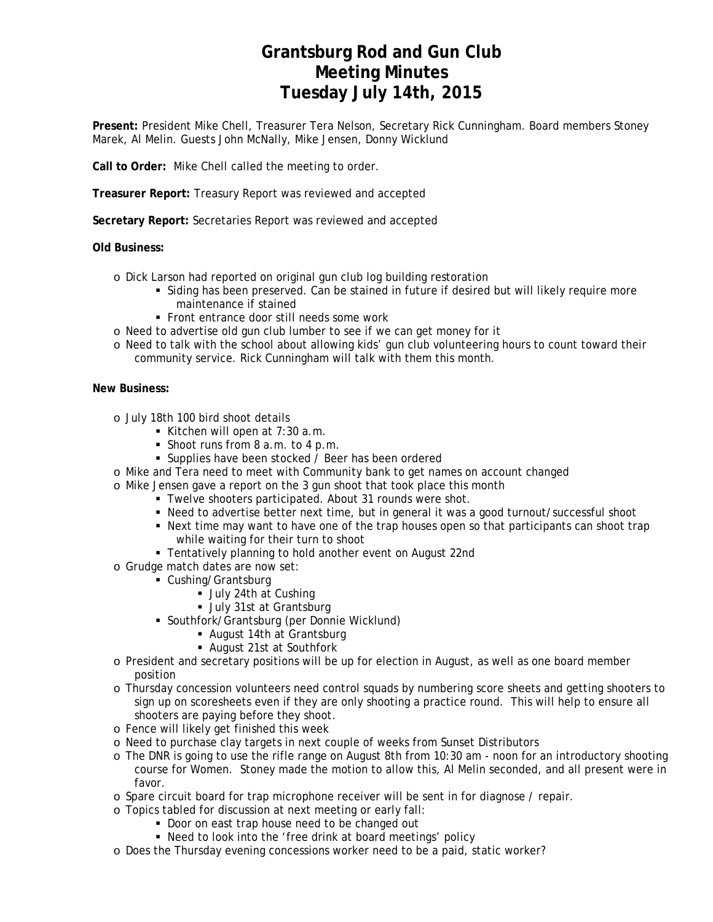# Grantsburg Rod and Gun Club
# Meeting Minutes
# Tuesday July 14th, 2015

**Present:** President Mike Chell, Treasurer Tera Nelson, Secretary Rick Cunningham. Board members Stoney Marek, Al Melin. Guests John McNally, Mike Jensen, Donny Wicklund

**Call to Order:** Mike Chell called the meeting to order.

**Treasurer Report:** Treasury Report was reviewed and accepted

**Secretary Report:** Secretaries Report was reviewed and accepted

**Old Business:**

- Dick Larson had reported on original gun club log building restoration
  - Siding has been preserved. Can be stained in future if desired but will likely require more maintenance if stained
  - Front entrance door still needs some work
- Need to advertise old gun club lumber to see if we can get money for it
- Need to talk with the school about allowing kids' gun club volunteering hours to count toward their community service. Rick Cunningham will talk with them this month.

**New Business:**

- July 18th 100 bird shoot details
  - Kitchen will open at 7:30 a.m.
  - Shoot runs from 8 a.m. to 4 p.m.
  - Supplies have been stocked / Beer has been ordered
- Mike and Tera need to meet with Community bank to get names on account changed
- Mike Jensen gave a report on the 3 gun shoot that took place this month
  - Twelve shooters participated. About 31 rounds were shot.
  - Need to advertise better next time, but in general it was a good turnout/successful shoot
  - Next time may want to have one of the trap houses open so that participants can shoot trap while waiting for their turn to shoot
  - Tentatively planning to hold another event on August 22nd
- Grudge match dates are now set:
  - Cushing/Grantsburg
    - July 24th at Cushing
    - July 31st at Grantsburg
  - Southfork/Grantsburg (per Donnie Wicklund)
    - August 14th at Grantsburg
    - August 21st at Southfork
- President and secretary positions will be up for election in August, as well as one board member position
- Thursday concession volunteers need control squads by numbering score sheets and getting shooters to sign up on scoresheets even if they are only shooting a practice round. This will help to ensure all shooters are paying before they shoot.
- Fence will likely get finished this week
- Need to purchase clay targets in next couple of weeks from Sunset Distributors
- The DNR is going to use the rifle range on August 8th from 10:30 am - noon for an introductory shooting course for Women. Stoney made the motion to allow this, Al Melin seconded, and all present were in favor.
- Spare circuit board for trap microphone receiver will be sent in for diagnose / repair.
- Topics tabled for discussion at next meeting or early fall:
  - Door on east trap house need to be changed out
  - Need to look into the 'free drink at board meetings' policy
- Does the Thursday evening concessions worker need to be a paid, static worker?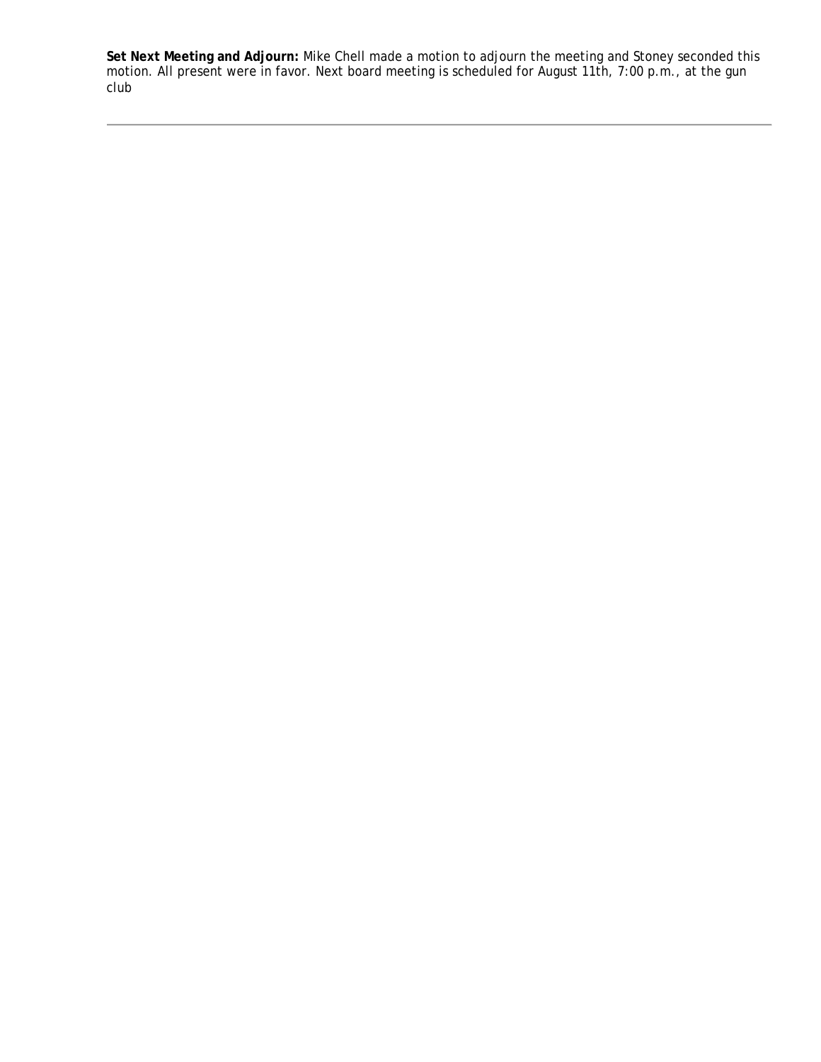**Set Next Meeting and Adjourn:** Mike Chell made a motion to adjourn the meeting and Stoney seconded this motion. All present were in favor. Next board meeting is scheduled for August 11th, 7:00 p.m., at the gun club

---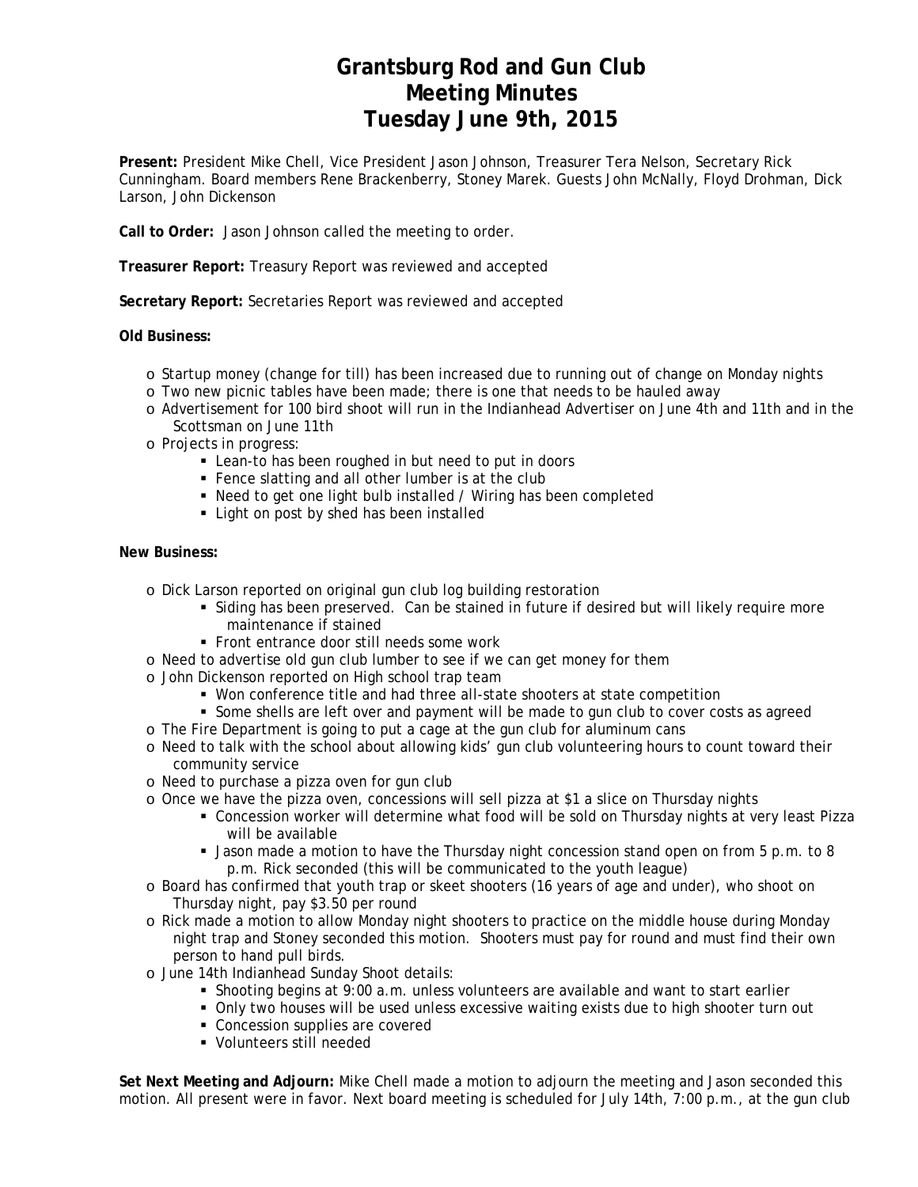# Grantsburg Rod and Gun Club
# Meeting Minutes
# Tuesday June 9th, 2015

**Present:** President Mike Chell, Vice President Jason Johnson, Treasurer Tera Nelson, Secretary Rick Cunningham. Board members Rene Brackenberry, Stoney Marek. Guests John McNally, Floyd Drohman, Dick Larson, John Dickenson

**Call to Order:** Jason Johnson called the meeting to order.

**Treasurer Report:** Treasury Report was reviewed and accepted

**Secretary Report:** Secretaries Report was reviewed and accepted

**Old Business:**

- Startup money (change for till) has been increased due to running out of change on Monday nights
- Two new picnic tables have been made; there is one that needs to be hauled away
- Advertisement for 100 bird shoot will run in the Indianhead Advertiser on June 4th and 11th and in the Scottsman on June 11th
- Projects in progress:
  - Lean-to has been roughed in but need to put in doors
  - Fence slatting and all other lumber is at the club
  - Need to get one light bulb installed / Wiring has been completed
  - Light on post by shed has been installed

**New Business:**

- Dick Larson reported on original gun club log building restoration
  - Siding has been preserved. Can be stained in future if desired but will likely require more maintenance if stained
  - Front entrance door still needs some work
- Need to advertise old gun club lumber to see if we can get money for them
- John Dickenson reported on High school trap team
  - Won conference title and had three all-state shooters at state competition
  - Some shells are left over and payment will be made to gun club to cover costs as agreed
- The Fire Department is going to put a cage at the gun club for aluminum cans
- Need to talk with the school about allowing kids' gun club volunteering hours to count toward their community service
- Need to purchase a pizza oven for gun club
- Once we have the pizza oven, concessions will sell pizza at $1 a slice on Thursday nights
  - Concession worker will determine what food will be sold on Thursday nights at very least Pizza will be available
  - Jason made a motion to have the Thursday night concession stand open on from 5 p.m. to 8 p.m. Rick seconded (this will be communicated to the youth league)
- Board has confirmed that youth trap or skeet shooters (16 years of age and under), who shoot on Thursday night, pay $3.50 per round
- Rick made a motion to allow Monday night shooters to practice on the middle house during Monday night trap and Stoney seconded this motion. Shooters must pay for round and must find their own person to hand pull birds.
- June 14th Indianhead Sunday Shoot details:
  - Shooting begins at 9:00 a.m. unless volunteers are available and want to start earlier
  - Only two houses will be used unless excessive waiting exists due to high shooter turn out
  - Concession supplies are covered
  - Volunteers still needed

**Set Next Meeting and Adjourn:** Mike Chell made a motion to adjourn the meeting and Jason seconded this motion. All present were in favor. Next board meeting is scheduled for July 14th, 7:00 p.m., at the gun club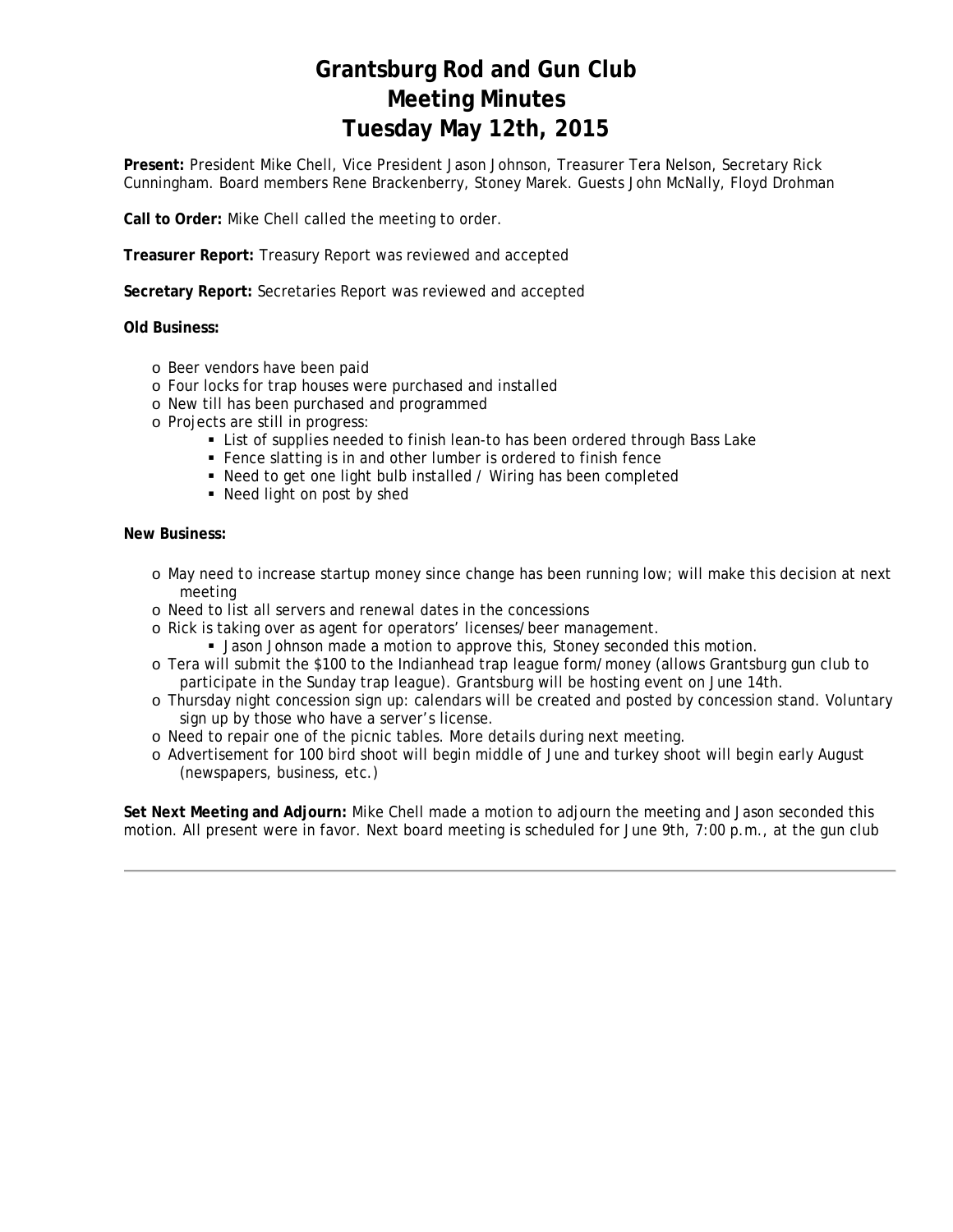# Grantsburg Rod and Gun Club
# Meeting Minutes
# Tuesday May 12th, 2015

**Present:** President Mike Chell, Vice President Jason Johnson, Treasurer Tera Nelson, Secretary Rick Cunningham. Board members Rene Brackenberry, Stoney Marek. Guests John McNally, Floyd Drohman

**Call to Order:** Mike Chell called the meeting to order.

**Treasurer Report:** Treasury Report was reviewed and accepted

**Secretary Report:** Secretaries Report was reviewed and accepted

**Old Business:**

- Beer vendors have been paid
- Four locks for trap houses were purchased and installed
- New till has been purchased and programmed
- Projects are still in progress:
  - List of supplies needed to finish lean-to has been ordered through Bass Lake
  - Fence slatting is in and other lumber is ordered to finish fence
  - Need to get one light bulb installed / Wiring has been completed
  - Need light on post by shed

**New Business:**

- May need to increase startup money since change has been running low; will make this decision at next meeting
- Need to list all servers and renewal dates in the concessions
- Rick is taking over as agent for operators' licenses/beer management.
  - Jason Johnson made a motion to approve this, Stoney seconded this motion.
- Tera will submit the $100 to the Indianhead trap league form/money (allows Grantsburg gun club to participate in the Sunday trap league). Grantsburg will be hosting event on June 14th.
- Thursday night concession sign up: calendars will be created and posted by concession stand. Voluntary sign up by those who have a server's license.
- Need to repair one of the picnic tables. More details during next meeting.
- Advertisement for 100 bird shoot will begin middle of June and turkey shoot will begin early August (newspapers, business, etc.)

**Set Next Meeting and Adjourn:** Mike Chell made a motion to adjourn the meeting and Jason seconded this motion. All present were in favor. Next board meeting is scheduled for June 9th, 7:00 p.m., at the gun club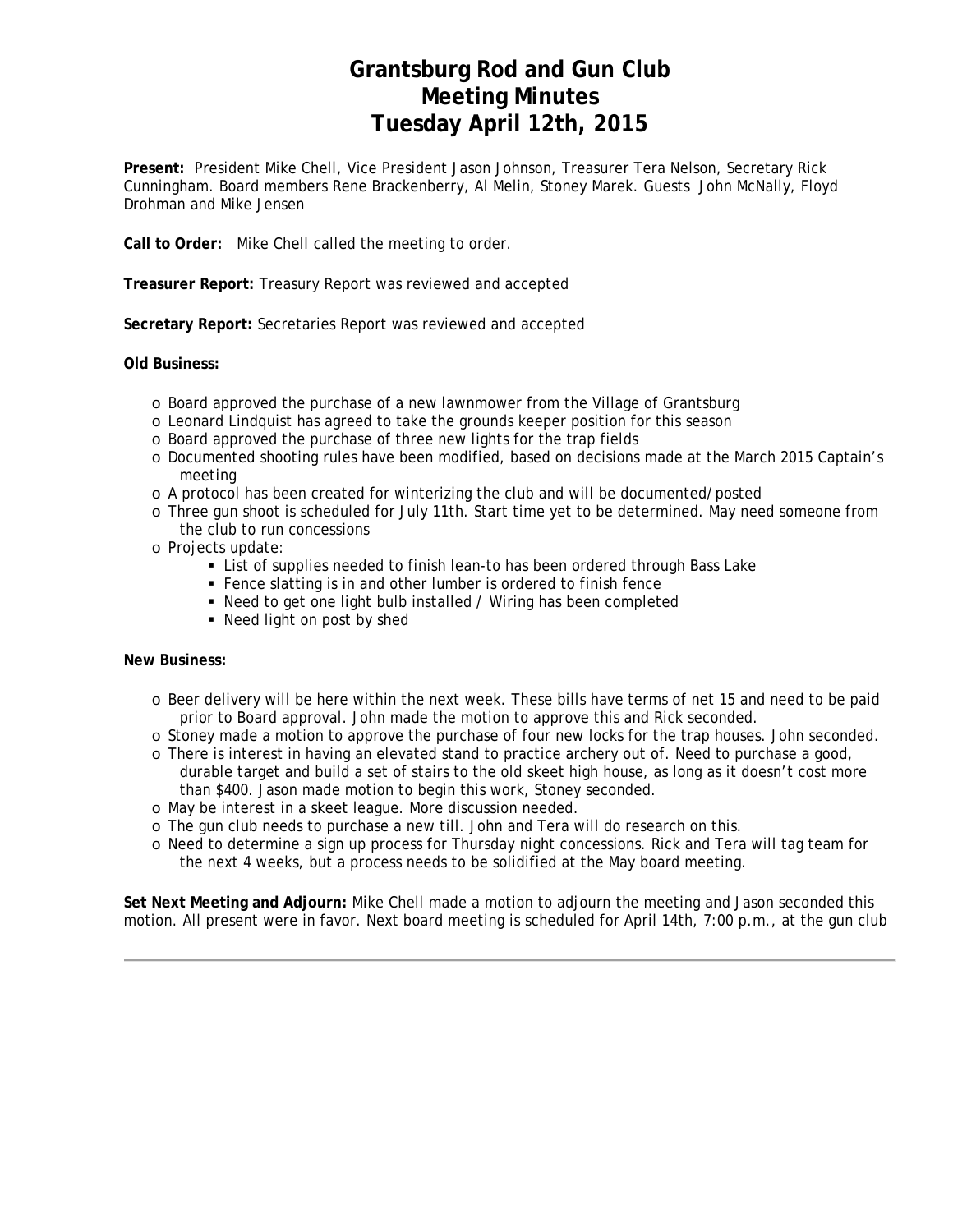# Grantsburg Rod and Gun Club
# Meeting Minutes
# Tuesday April 12th, 2015

**Present:** President Mike Chell, Vice President Jason Johnson, Treasurer Tera Nelson, Secretary Rick Cunningham. Board members Rene Brackenberry, Al Melin, Stoney Marek. Guests John McNally, Floyd Drohman and Mike Jensen

**Call to Order:** Mike Chell called the meeting to order.

**Treasurer Report:** Treasury Report was reviewed and accepted

**Secretary Report:** Secretaries Report was reviewed and accepted

**Old Business:**

- Board approved the purchase of a new lawnmower from the Village of Grantsburg
- Leonard Lindquist has agreed to take the grounds keeper position for this season
- Board approved the purchase of three new lights for the trap fields
- Documented shooting rules have been modified, based on decisions made at the March 2015 Captain's meeting
- A protocol has been created for winterizing the club and will be documented/posted
- Three gun shoot is scheduled for July 11th. Start time yet to be determined. May need someone from the club to run concessions
- Projects update:
  - List of supplies needed to finish lean-to has been ordered through Bass Lake
  - Fence slatting is in and other lumber is ordered to finish fence
  - Need to get one light bulb installed / Wiring has been completed
  - Need light on post by shed

**New Business:**

- Beer delivery will be here within the next week. These bills have terms of net 15 and need to be paid prior to Board approval. John made the motion to approve this and Rick seconded.
- Stoney made a motion to approve the purchase of four new locks for the trap houses. John seconded.
- There is interest in having an elevated stand to practice archery out of. Need to purchase a good, durable target and build a set of stairs to the old skeet high house, as long as it doesn't cost more than $400. Jason made motion to begin this work, Stoney seconded.
- May be interest in a skeet league. More discussion needed.
- The gun club needs to purchase a new till. John and Tera will do research on this.
- Need to determine a sign up process for Thursday night concessions. Rick and Tera will tag team for the next 4 weeks, but a process needs to be solidified at the May board meeting.

**Set Next Meeting and Adjourn:** Mike Chell made a motion to adjourn the meeting and Jason seconded this motion. All present were in favor. Next board meeting is scheduled for April 14th, 7:00 p.m., at the gun club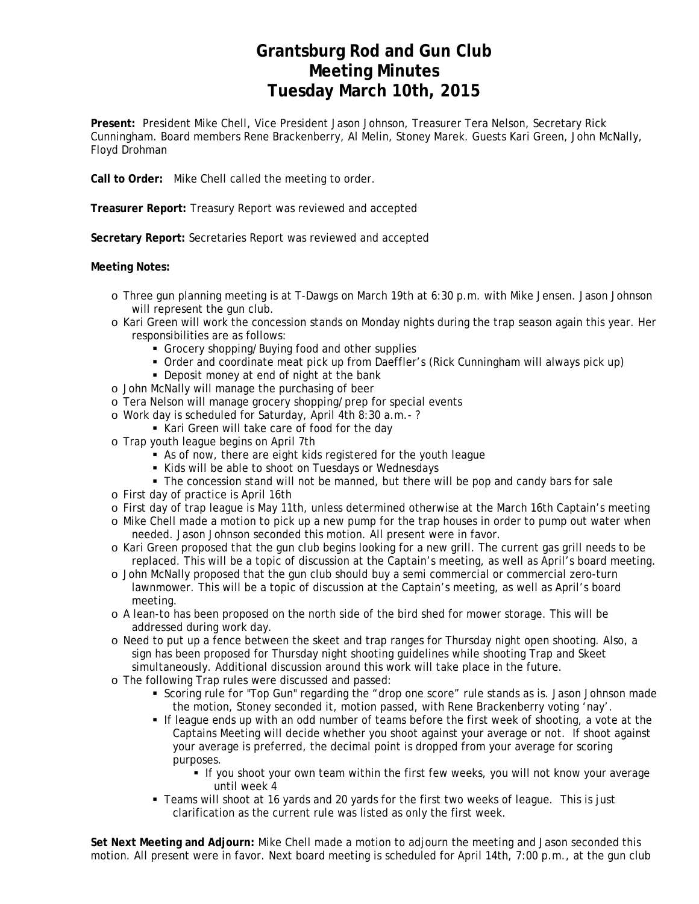# Grantsburg Rod and Gun Club
# Meeting Minutes
# Tuesday March 10th, 2015

**Present:** President Mike Chell, Vice President Jason Johnson, Treasurer Tera Nelson, Secretary Rick Cunningham. Board members Rene Brackenberry, Al Melin, Stoney Marek. Guests Kari Green, John McNally, Floyd Drohman

**Call to Order:** Mike Chell called the meeting to order.

**Treasurer Report:** Treasury Report was reviewed and accepted

**Secretary Report:** Secretaries Report was reviewed and accepted

**Meeting Notes:**

- Three gun planning meeting is at T-Dawgs on March 19th at 6:30 p.m. with Mike Jensen. Jason Johnson will represent the gun club.
- Kari Green will work the concession stands on Monday nights during the trap season again this year. Her responsibilities are as follows:
  - Grocery shopping/Buying food and other supplies
  - Order and coordinate meat pick up from Daeffler's (Rick Cunningham will always pick up)
  - Deposit money at end of night at the bank
- John McNally will manage the purchasing of beer
- Tera Nelson will manage grocery shopping/prep for special events
- Work day is scheduled for Saturday, April 4th 8:30 a.m.- ?
  - Kari Green will take care of food for the day
- Trap youth league begins on April 7th
  - As of now, there are eight kids registered for the youth league
  - Kids will be able to shoot on Tuesdays or Wednesdays
  - The concession stand will not be manned, but there will be pop and candy bars for sale
- First day of practice is April 16th
- First day of trap league is May 11th, unless determined otherwise at the March 16th Captain's meeting
- Mike Chell made a motion to pick up a new pump for the trap houses in order to pump out water when needed. Jason Johnson seconded this motion. All present were in favor.
- Kari Green proposed that the gun club begins looking for a new grill. The current gas grill needs to be replaced. This will be a topic of discussion at the Captain's meeting, as well as April's board meeting.
- John McNally proposed that the gun club should buy a semi commercial or commercial zero-turn lawnmower. This will be a topic of discussion at the Captain's meeting, as well as April's board meeting.
- A lean-to has been proposed on the north side of the bird shed for mower storage. This will be addressed during work day.
- Need to put up a fence between the skeet and trap ranges for Thursday night open shooting. Also, a sign has been proposed for Thursday night shooting guidelines while shooting Trap and Skeet simultaneously. Additional discussion around this work will take place in the future.
- The following Trap rules were discussed and passed:
  - Scoring rule for "Top Gun" regarding the "drop one score" rule stands as is. Jason Johnson made the motion, Stoney seconded it, motion passed, with Rene Brackenberry voting 'nay'.
  - If league ends up with an odd number of teams before the first week of shooting, a vote at the Captains Meeting will decide whether you shoot against your average or not. If shoot against your average is preferred, the decimal point is dropped from your average for scoring purposes.
    - If you shoot your own team within the first few weeks, you will not know your average until week 4
  - Teams will shoot at 16 yards and 20 yards for the first two weeks of league. This is just clarification as the current rule was listed as only the first week.

**Set Next Meeting and Adjourn:** Mike Chell made a motion to adjourn the meeting and Jason seconded this motion. All present were in favor. Next board meeting is scheduled for April 14th, 7:00 p.m., at the gun club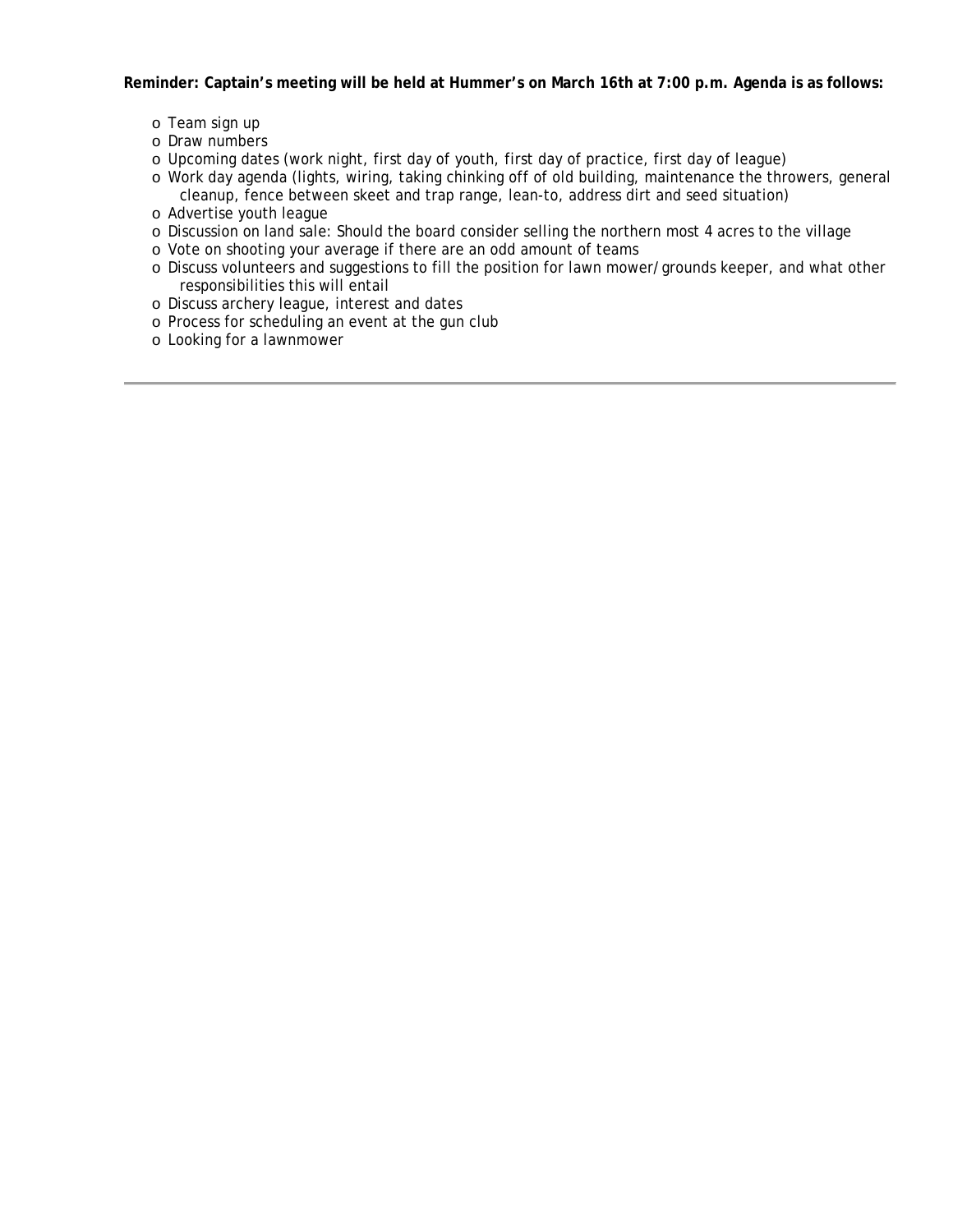**Reminder: Captain's meeting will be held at Hummer's on March 16th at 7:00 p.m. Agenda is as follows:**

- Team sign up
- Draw numbers
- Upcoming dates (work night, first day of youth, first day of practice, first day of league)
- Work day agenda (lights, wiring, taking chinking off of old building, maintenance the throwers, general cleanup, fence between skeet and trap range, lean-to, address dirt and seed situation)
- Advertise youth league
- Discussion on land sale: Should the board consider selling the northern most 4 acres to the village
- Vote on shooting your average if there are an odd amount of teams
- Discuss volunteers and suggestions to fill the position for lawn mower/grounds keeper, and what other responsibilities this will entail
- Discuss archery league, interest and dates
- Process for scheduling an event at the gun club
- Looking for a lawnmower

---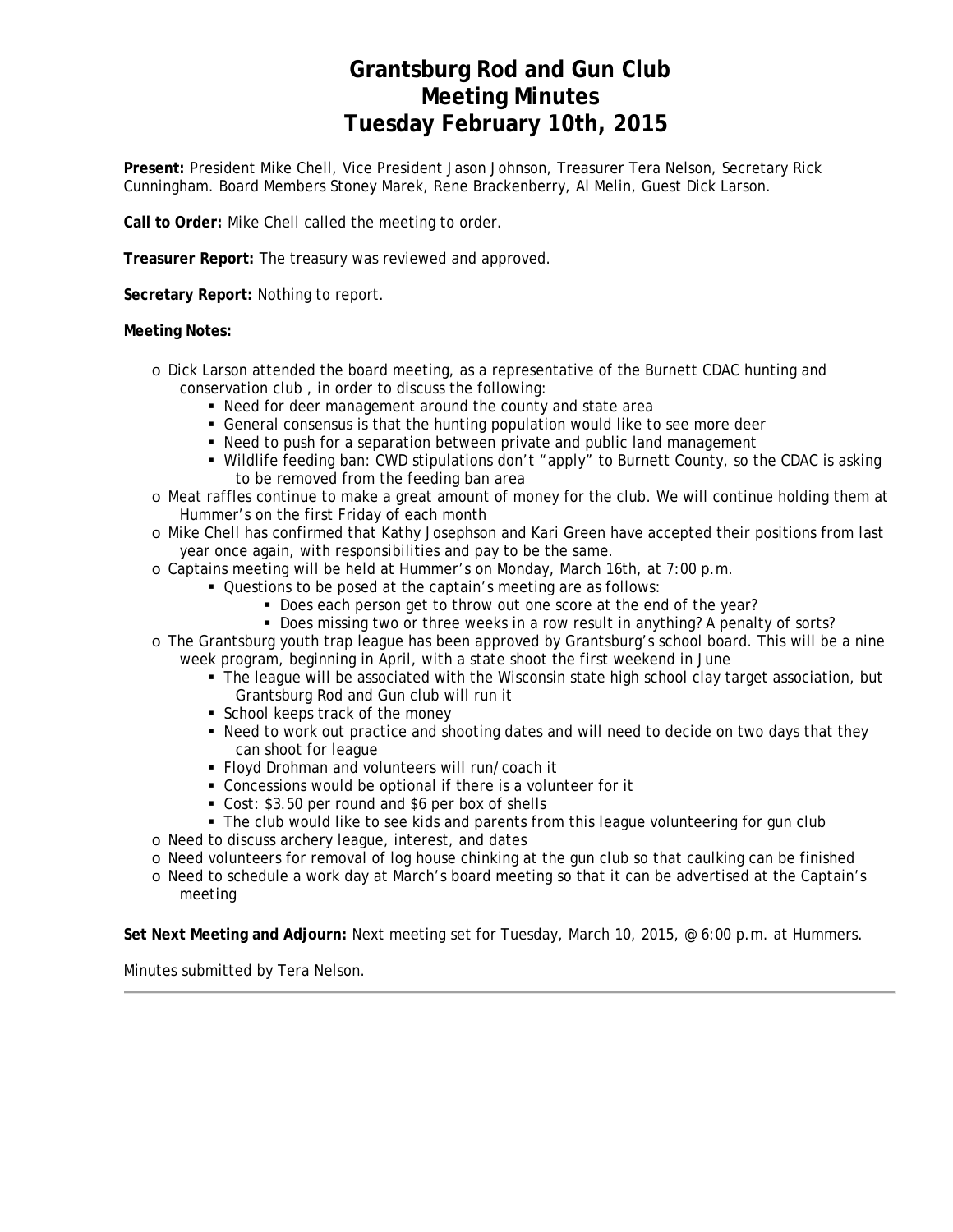# Grantsburg Rod and Gun Club
# Meeting Minutes
# Tuesday February 10th, 2015

**Present:** President Mike Chell, Vice President Jason Johnson, Treasurer Tera Nelson, Secretary Rick Cunningham. Board Members Stoney Marek, Rene Brackenberry, Al Melin, Guest Dick Larson.

**Call to Order:** Mike Chell called the meeting to order.

**Treasurer Report:** The treasury was reviewed and approved.

**Secretary Report:** Nothing to report.

**Meeting Notes:**

- Dick Larson attended the board meeting, as a representative of the Burnett CDAC hunting and conservation club , in order to discuss the following:
  - Need for deer management around the county and state area
  - General consensus is that the hunting population would like to see more deer
  - Need to push for a separation between private and public land management
  - Wildlife feeding ban: CWD stipulations don't "apply" to Burnett County, so the CDAC is asking to be removed from the feeding ban area
- Meat raffles continue to make a great amount of money for the club. We will continue holding them at Hummer's on the first Friday of each month
- Mike Chell has confirmed that Kathy Josephson and Kari Green have accepted their positions from last year once again, with responsibilities and pay to be the same.
- Captains meeting will be held at Hummer's on Monday, March 16th, at 7:00 p.m.
  - Questions to be posed at the captain's meeting are as follows:
    - Does each person get to throw out one score at the end of the year?
    - Does missing two or three weeks in a row result in anything? A penalty of sorts?
- The Grantsburg youth trap league has been approved by Grantsburg's school board. This will be a nine week program, beginning in April, with a state shoot the first weekend in June
  - The league will be associated with the Wisconsin state high school clay target association, but Grantsburg Rod and Gun club will run it
  - School keeps track of the money
  - Need to work out practice and shooting dates and will need to decide on two days that they can shoot for league
  - Floyd Drohman and volunteers will run/coach it
  - Concessions would be optional if there is a volunteer for it
  - Cost: $3.50 per round and $6 per box of shells
  - The club would like to see kids and parents from this league volunteering for gun club
- Need to discuss archery league, interest, and dates
- Need volunteers for removal of log house chinking at the gun club so that caulking can be finished
- Need to schedule a work day at March's board meeting so that it can be advertised at the Captain's meeting

**Set Next Meeting and Adjourn:** Next meeting set for Tuesday, March 10, 2015, @ 6:00 p.m. at Hummers.

Minutes submitted by Tera Nelson.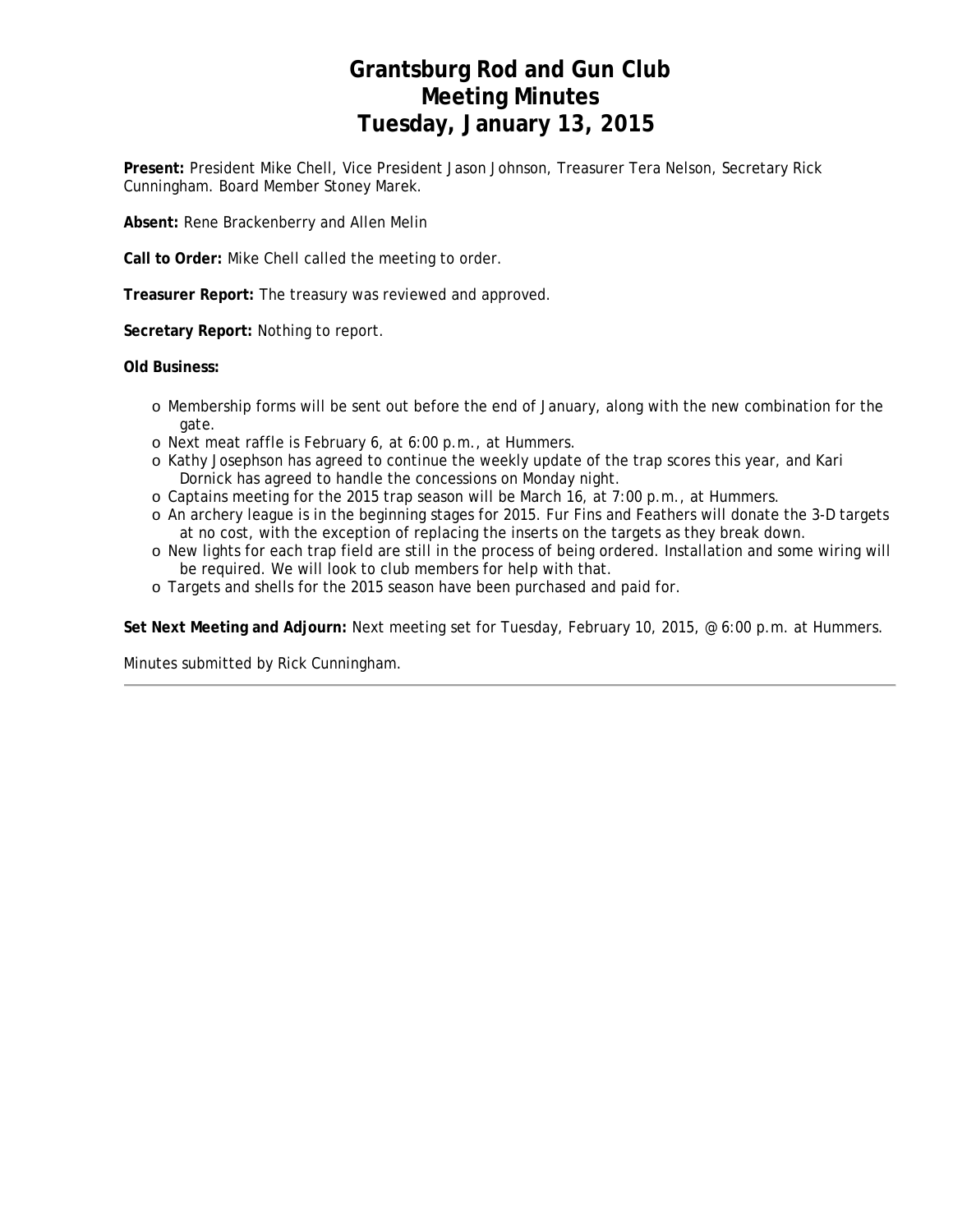# Grantsburg Rod and Gun Club
# Meeting Minutes
# Tuesday, January 13, 2015

**Present:** President Mike Chell, Vice President Jason Johnson, Treasurer Tera Nelson, Secretary Rick Cunningham. Board Member Stoney Marek.

**Absent:** Rene Brackenberry and Allen Melin

**Call to Order:** Mike Chell called the meeting to order.

**Treasurer Report:** The treasury was reviewed and approved.

**Secretary Report:** Nothing to report.

**Old Business:**

- Membership forms will be sent out before the end of January, along with the new combination for the gate.
- Next meat raffle is February 6, at 6:00 p.m., at Hummers.
- Kathy Josephson has agreed to continue the weekly update of the trap scores this year, and Kari Dornick has agreed to handle the concessions on Monday night.
- Captains meeting for the 2015 trap season will be March 16, at 7:00 p.m., at Hummers.
- An archery league is in the beginning stages for 2015. Fur Fins and Feathers will donate the 3-D targets at no cost, with the exception of replacing the inserts on the targets as they break down.
- New lights for each trap field are still in the process of being ordered. Installation and some wiring will be required. We will look to club members for help with that.
- Targets and shells for the 2015 season have been purchased and paid for.

**Set Next Meeting and Adjourn:** Next meeting set for Tuesday, February 10, 2015, @ 6:00 p.m. at Hummers.

Minutes submitted by Rick Cunningham.

---